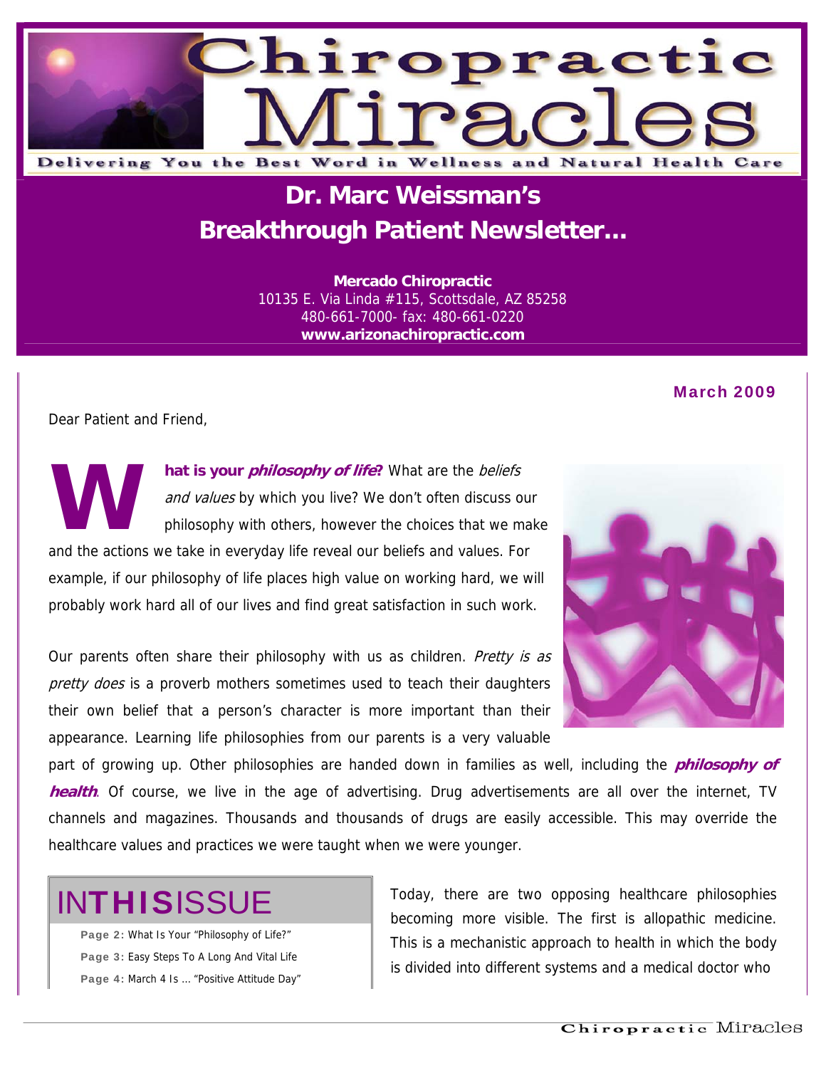# Chiropractic Miracles

Delivering You the Best Word in Wellness and Natural Health Care

## Dr. Marc Weissman's Breakthrough Patient Newsletter...

**Mercado Chiropractic**
10135 E. Via Linda #115, Scottsdale, AZ 85258
480-661-7000- fax: 480-661-0220
**www.arizonachiropractic.com**

**March 2009**

Dear Patient and Friend,

**What is your *philosophy of life*?** What are the *beliefs and values* by which you live? We don't often discuss our philosophy with others, however the choices that we make and the actions we take in everyday life reveal our beliefs and values. For example, if our philosophy of life places high value on working hard, we will probably work hard all of our lives and find great satisfaction in such work.

Our parents often share their philosophy with us as children. *Pretty is as pretty does* is a proverb mothers sometimes used to teach their daughters their own belief that a person's character is more important than their appearance. Learning life philosophies from our parents is a very valuable part of growing up. Other philosophies are handed down in families as well, including the ***philosophy of health***. Of course, we live in the age of advertising. Drug advertisements are all over the internet, TV channels and magazines. Thousands and thousands of drugs are easily accessible. This may override the healthcare values and practices we were taught when we were younger.

### IN THIS ISSUE

**Page 2:** What Is Your "Philosophy of Life?"
**Page 3:** Easy Steps To A Long And Vital Life
**Page 4:** March 4 Is ... "Positive Attitude Day"

Today, there are two opposing healthcare philosophies becoming more visible. The first is allopathic medicine. This is a mechanistic approach to health in which the body is divided into different systems and a medical doctor who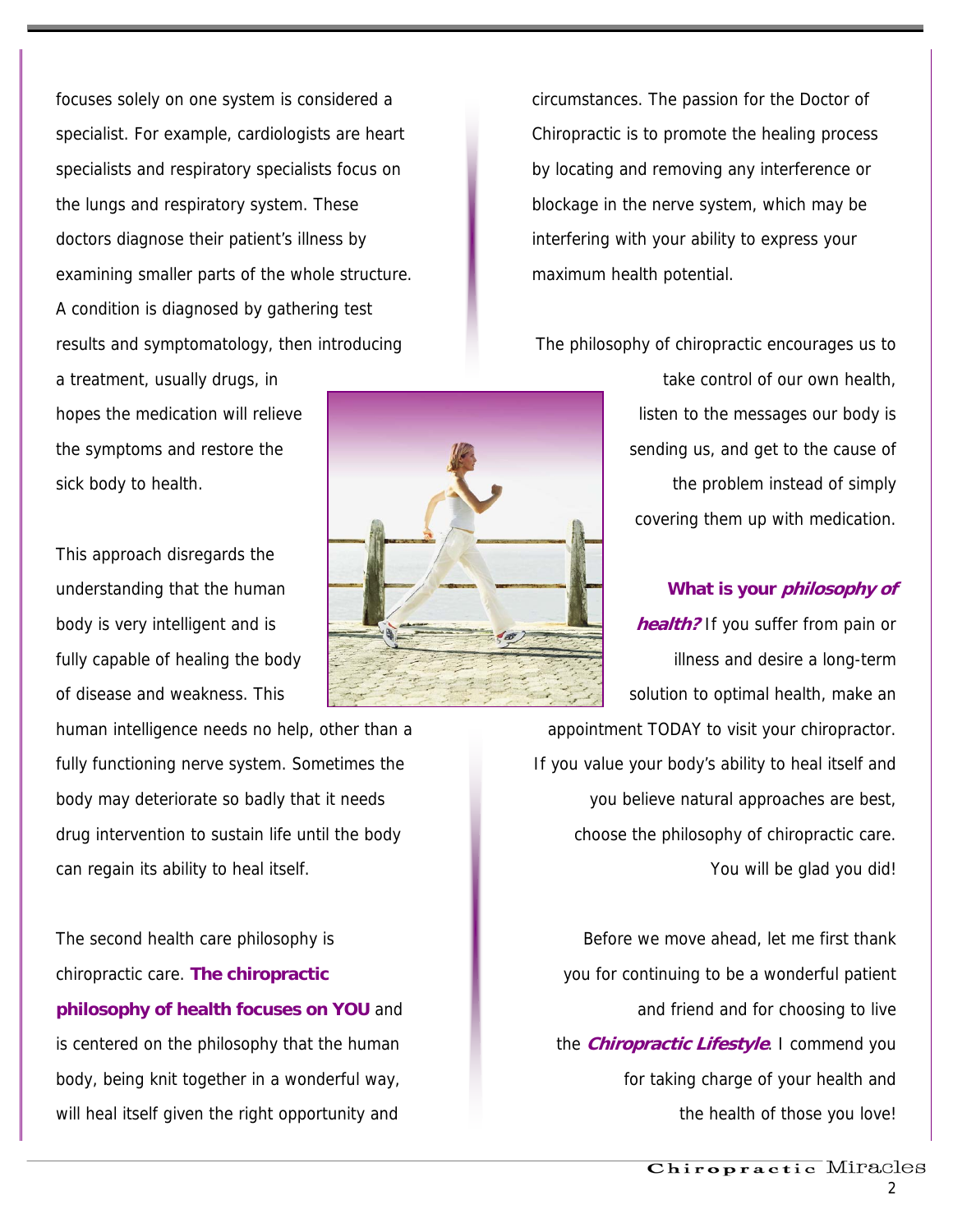focuses solely on one system is considered a specialist. For example, cardiologists are heart specialists and respiratory specialists focus on the lungs and respiratory system. These doctors diagnose their patient's illness by examining smaller parts of the whole structure. A condition is diagnosed by gathering test results and symptomatology, then introducing a treatment, usually drugs, in hopes the medication will relieve the symptoms and restore the sick body to health.

This approach disregards the understanding that the human body is very intelligent and is fully capable of healing the body of disease and weakness. This human intelligence needs no help, other than a fully functioning nerve system. Sometimes the body may deteriorate so badly that it needs drug intervention to sustain life until the body can regain its ability to heal itself.

The second health care philosophy is chiropractic care. **The chiropractic philosophy of health focuses on YOU** and is centered on the philosophy that the human body, being knit together in a wonderful way, will heal itself given the right opportunity and circumstances. The passion for the Doctor of Chiropractic is to promote the healing process by locating and removing any interference or blockage in the nerve system, which may be interfering with your ability to express your maximum health potential.

The philosophy of chiropractic encourages us to take control of our own health, listen to the messages our body is sending us, and get to the cause of the problem instead of simply covering them up with medication.

**What is your *philosophy of health?*** If you suffer from pain or illness and desire a long-term solution to optimal health, make an appointment TODAY to visit your chiropractor. If you value your body's ability to heal itself and you believe natural approaches are best, choose the philosophy of chiropractic care. You will be glad you did!

Before we move ahead, let me first thank you for continuing to be a wonderful patient and friend and for choosing to live the ***Chiropractic Lifestyle***. I commend you for taking charge of your health and the health of those you love!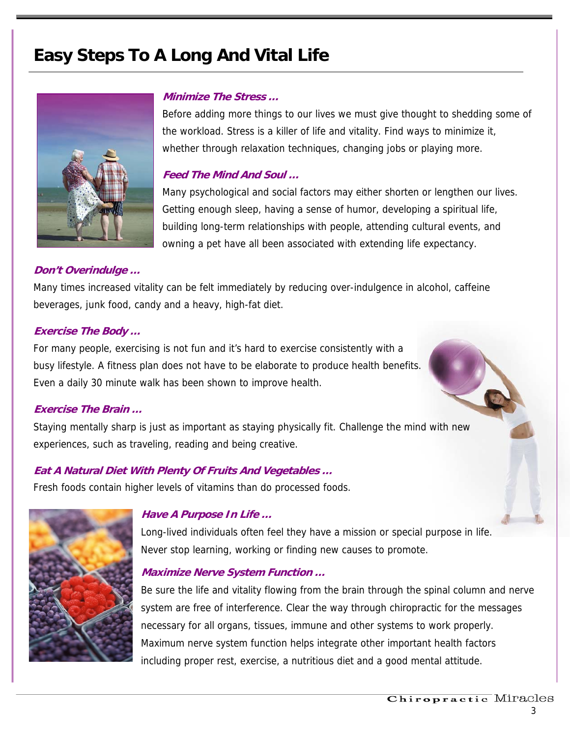# Easy Steps To A Long And Vital Life

### *Minimize The Stress ...*

Before adding more things to our lives we must give thought to shedding some of the workload. Stress is a killer of life and vitality. Find ways to minimize it, whether through relaxation techniques, changing jobs or playing more.

### *Feed The Mind And Soul ...*

Many psychological and social factors may either shorten or lengthen our lives. Getting enough sleep, having a sense of humor, developing a spiritual life, building long-term relationships with people, attending cultural events, and owning a pet have all been associated with extending life expectancy.

### *Don't Overindulge ...*

Many times increased vitality can be felt immediately by reducing over-indulgence in alcohol, caffeine beverages, junk food, candy and a heavy, high-fat diet.

### *Exercise The Body ...*

For many people, exercising is not fun and it's hard to exercise consistently with a busy lifestyle. A fitness plan does not have to be elaborate to produce health benefits. Even a daily 30 minute walk has been shown to improve health.

### *Exercise The Brain ...*

Staying mentally sharp is just as important as staying physically fit. Challenge the mind with new experiences, such as traveling, reading and being creative.

### *Eat A Natural Diet With Plenty Of Fruits And Vegetables ...*

Fresh foods contain higher levels of vitamins than do processed foods.

### *Have A Purpose In Life ...*

Long-lived individuals often feel they have a mission or special purpose in life. Never stop learning, working or finding new causes to promote.

### *Maximize Nerve System Function ...*

Be sure the life and vitality flowing from the brain through the spinal column and nerve system are free of interference. Clear the way through chiropractic for the messages necessary for all organs, tissues, immune and other systems to work properly. Maximum nerve system function helps integrate other important health factors including proper rest, exercise, a nutritious diet and a good mental attitude.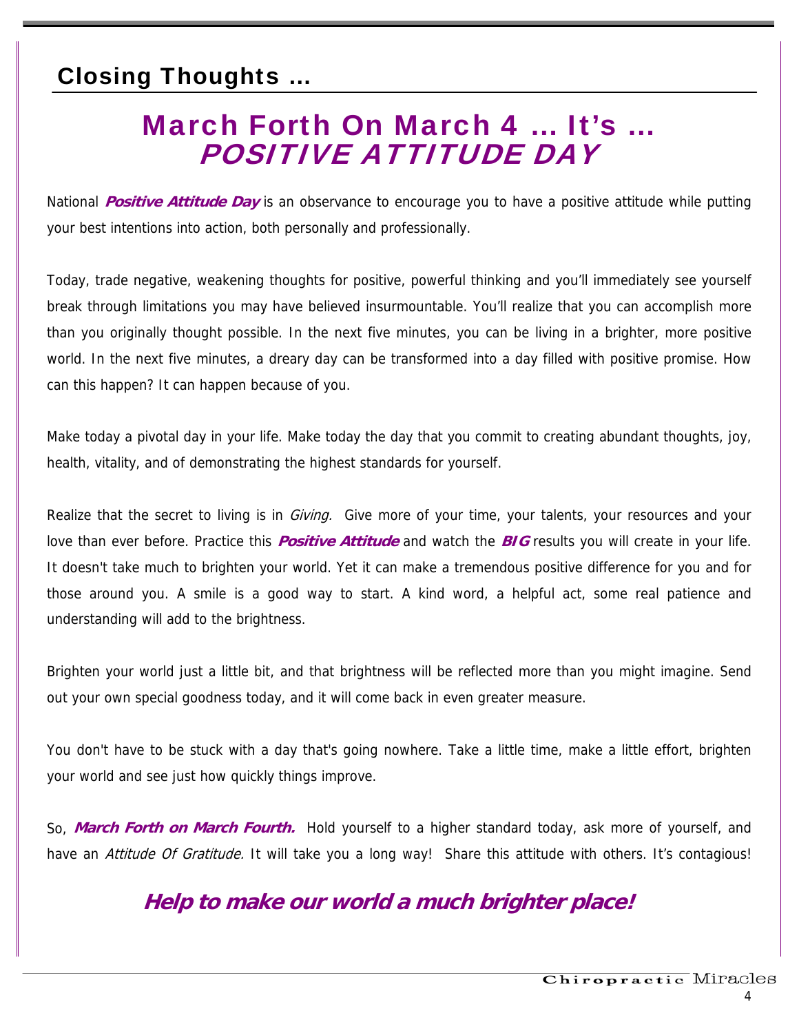## Closing Thoughts …

# March Forth On March 4 … It's … *POSITIVE ATTITUDE DAY*

National ***Positive Attitude Day*** is an observance to encourage you to have a positive attitude while putting your best intentions into action, both personally and professionally.

Today, trade negative, weakening thoughts for positive, powerful thinking and you'll immediately see yourself break through limitations you may have believed insurmountable. You'll realize that you can accomplish more than you originally thought possible. In the next five minutes, you can be living in a brighter, more positive world. In the next five minutes, a dreary day can be transformed into a day filled with positive promise. How can this happen? It can happen because of you.

Make today a pivotal day in your life. Make today the day that you commit to creating abundant thoughts, joy, health, vitality, and of demonstrating the highest standards for yourself.

Realize that the secret to living is in *Giving.* Give more of your time, your talents, your resources and your love than ever before. Practice this ***Positive Attitude*** and watch the ***BIG*** results you will create in your life. It doesn't take much to brighten your world. Yet it can make a tremendous positive difference for you and for those around you. A smile is a good way to start. A kind word, a helpful act, some real patience and understanding will add to the brightness.

Brighten your world just a little bit, and that brightness will be reflected more than you might imagine. Send out your own special goodness today, and it will come back in even greater measure.

You don't have to be stuck with a day that's going nowhere. Take a little time, make a little effort, brighten your world and see just how quickly things improve.

So, ***March Forth on March Fourth.*** Hold yourself to a higher standard today, ask more of yourself, and have an *Attitude Of Gratitude.* It will take you a long way! Share this attitude with others. It's contagious!

***Help to make our world a much brighter place!***